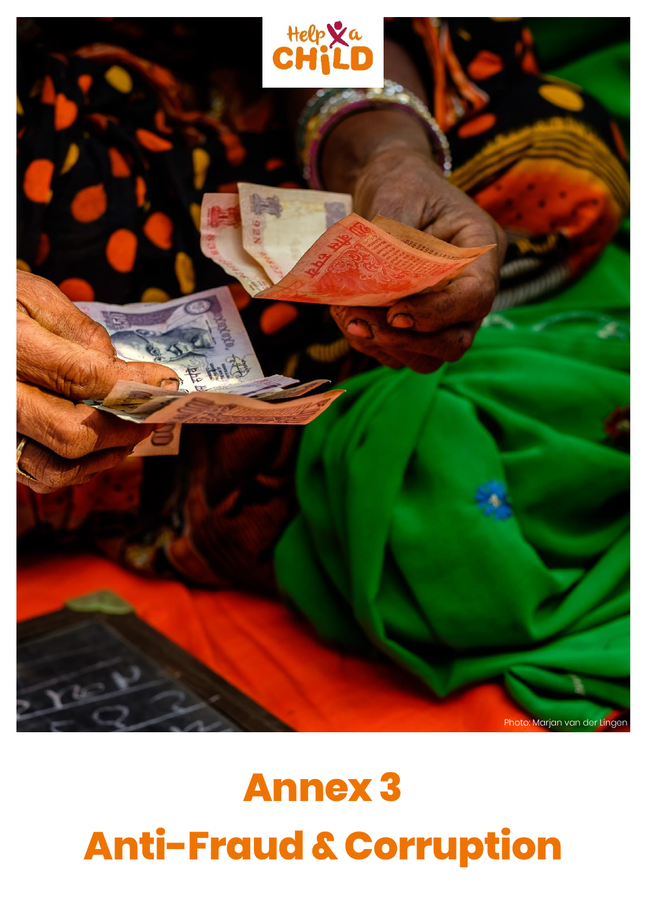Help a CHILD

Photo: Marjan van der Lingen

# Annex 3

# Anti-Fraud & Corruption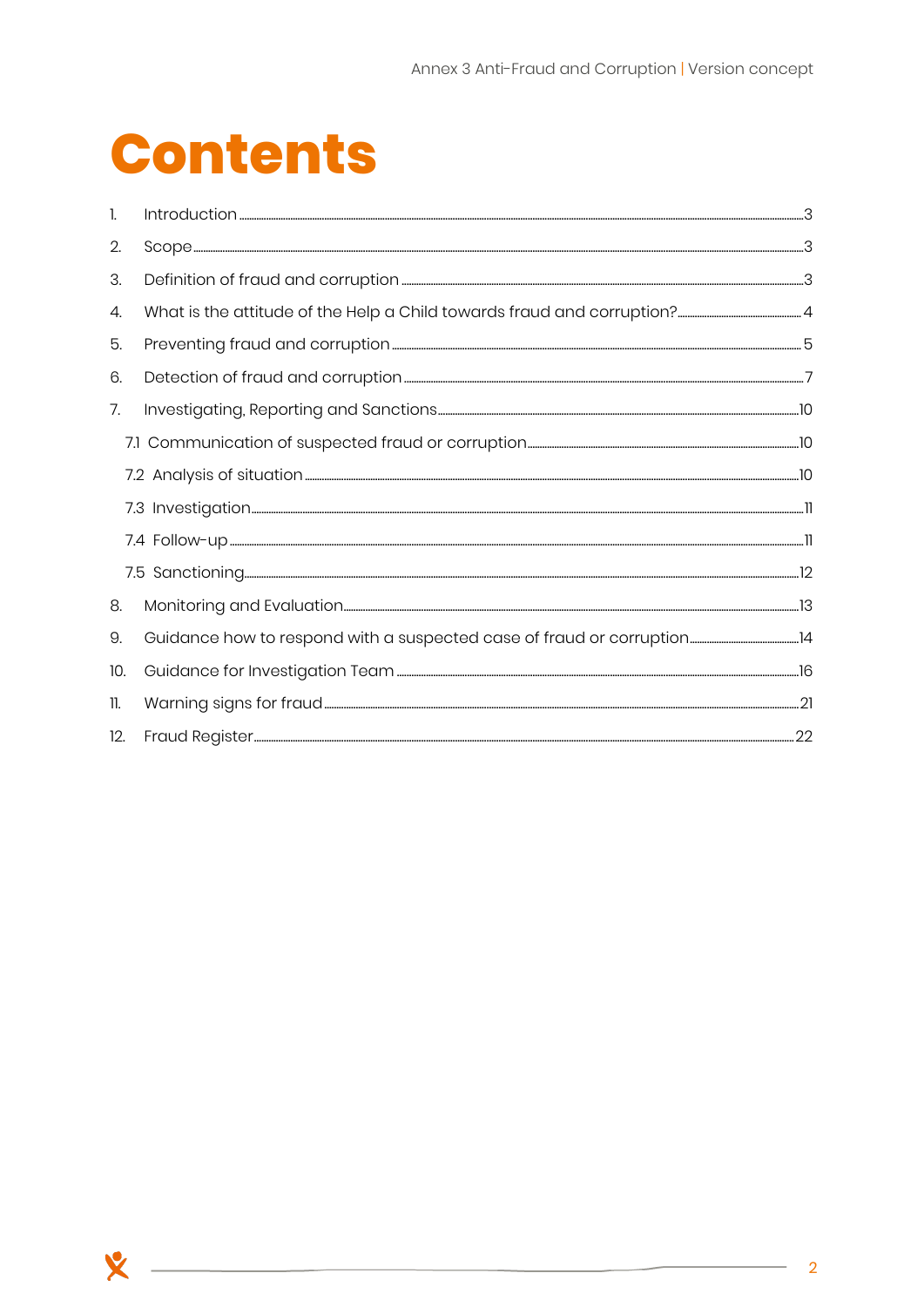# Contents

1. Introduction ........ 3
2. Scope ........ 3
3. Definition of fraud and corruption ........ 3
4. What is the attitude of the Help a Child towards fraud and corruption? ........ 4
5. Preventing fraud and corruption ........ 5
6. Detection of fraud and corruption ........ 7
7. Investigating, Reporting and Sanctions ........ 10
   - 7.1 Communication of suspected fraud or corruption ........ 10
   - 7.2 Analysis of situation ........ 10
   - 7.3 Investigation ........ 11
   - 7.4 Follow-up ........ 11
   - 7.5 Sanctioning ........ 12
8. Monitoring and Evaluation ........ 13
9. Guidance how to respond with a suspected case of fraud or corruption ........ 14
10. Guidance for Investigation Team ........ 16
11. Warning signs for fraud ........ 21
12. Fraud Register ........ 22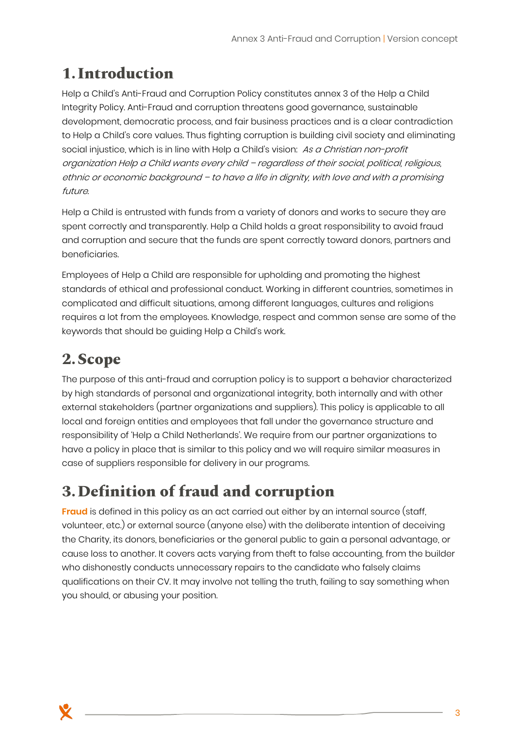# 1. Introduction

Help a Child's Anti-Fraud and Corruption Policy constitutes annex 3 of the Help a Child Integrity Policy. Anti-Fraud and corruption threatens good governance, sustainable development, democratic process, and fair business practices and is a clear contradiction to Help a Child's core values. Thus fighting corruption is building civil society and eliminating social injustice, which is in line with Help a Child's vision: *As a Christian non-profit organization Help a Child wants every child – regardless of their social, political, religious, ethnic or economic background – to have a life in dignity, with love and with a promising future.*

Help a Child is entrusted with funds from a variety of donors and works to secure they are spent correctly and transparently. Help a Child holds a great responsibility to avoid fraud and corruption and secure that the funds are spent correctly toward donors, partners and beneficiaries.

Employees of Help a Child are responsible for upholding and promoting the highest standards of ethical and professional conduct. Working in different countries, sometimes in complicated and difficult situations, among different languages, cultures and religions requires a lot from the employees. Knowledge, respect and common sense are some of the keywords that should be guiding Help a Child's work.

# 2. Scope

The purpose of this anti-fraud and corruption policy is to support a behavior characterized by high standards of personal and organizational integrity, both internally and with other external stakeholders (partner organizations and suppliers). This policy is applicable to all local and foreign entities and employees that fall under the governance structure and responsibility of 'Help a Child Netherlands'. We require from our partner organizations to have a policy in place that is similar to this policy and we will require similar measures in case of suppliers responsible for delivery in our programs.

# 3. Definition of fraud and corruption

**Fraud** is defined in this policy as an act carried out either by an internal source (staff, volunteer, etc.) or external source (anyone else) with the deliberate intention of deceiving the Charity, its donors, beneficiaries or the general public to gain a personal advantage, or cause loss to another. It covers acts varying from theft to false accounting, from the builder who dishonestly conducts unnecessary repairs to the candidate who falsely claims qualifications on their CV. It may involve not telling the truth, failing to say something when you should, or abusing your position.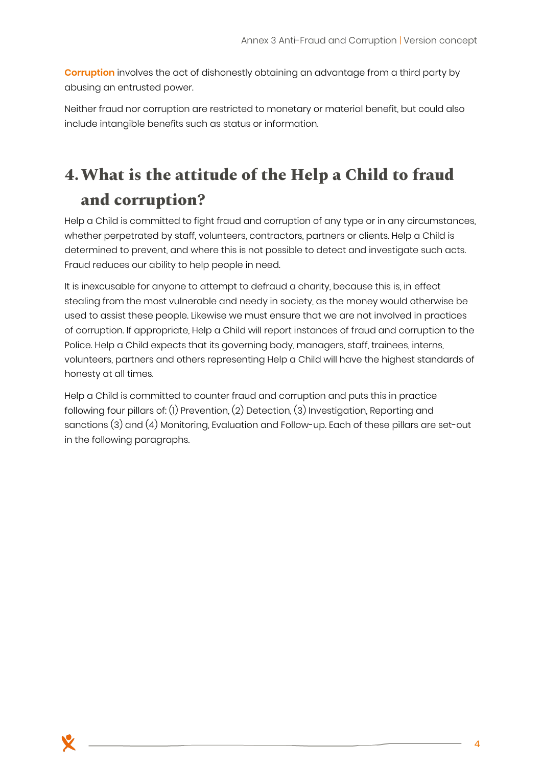**Corruption** involves the act of dishonestly obtaining an advantage from a third party by abusing an entrusted power.

Neither fraud nor corruption are restricted to monetary or material benefit, but could also include intangible benefits such as status or information.

# 4. What is the attitude of the Help a Child to fraud and corruption?

Help a Child is committed to fight fraud and corruption of any type or in any circumstances, whether perpetrated by staff, volunteers, contractors, partners or clients. Help a Child is determined to prevent, and where this is not possible to detect and investigate such acts. Fraud reduces our ability to help people in need.

It is inexcusable for anyone to attempt to defraud a charity, because this is, in effect stealing from the most vulnerable and needy in society, as the money would otherwise be used to assist these people. Likewise we must ensure that we are not involved in practices of corruption. If appropriate, Help a Child will report instances of fraud and corruption to the Police. Help a Child expects that its governing body, managers, staff, trainees, interns, volunteers, partners and others representing Help a Child will have the highest standards of honesty at all times.

Help a Child is committed to counter fraud and corruption and puts this in practice following four pillars of: (1) Prevention, (2) Detection, (3) Investigation, Reporting and sanctions (3) and (4) Monitoring, Evaluation and Follow-up. Each of these pillars are set-out in the following paragraphs.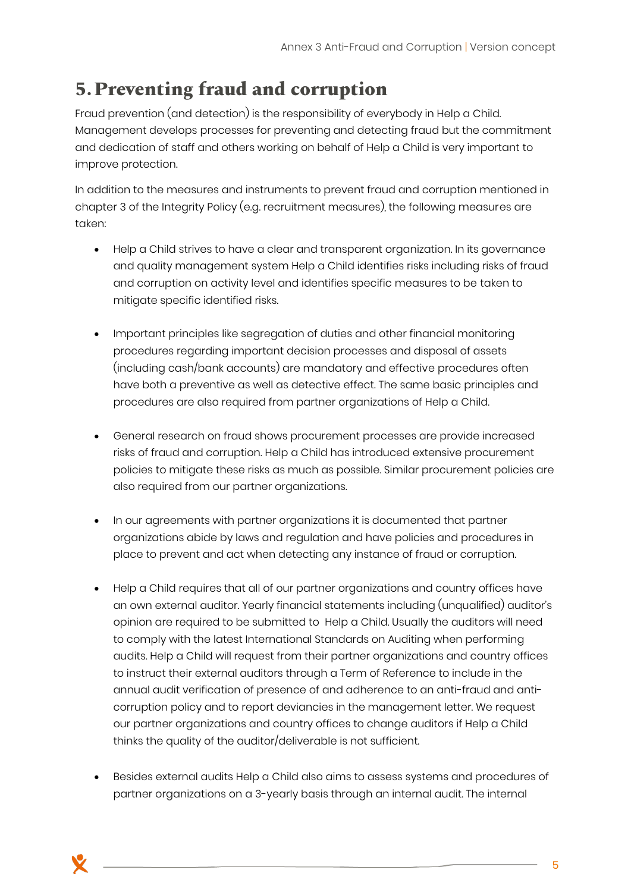# 5. Preventing fraud and corruption

Fraud prevention (and detection) is the responsibility of everybody in Help a Child. Management develops processes for preventing and detecting fraud but the commitment and dedication of staff and others working on behalf of Help a Child is very important to improve protection.

In addition to the measures and instruments to prevent fraud and corruption mentioned in chapter 3 of the Integrity Policy (e.g. recruitment measures), the following measures are taken:

- Help a Child strives to have a clear and transparent organization. In its governance and quality management system Help a Child identifies risks including risks of fraud and corruption on activity level and identifies specific measures to be taken to mitigate specific identified risks.

- Important principles like segregation of duties and other financial monitoring procedures regarding important decision processes and disposal of assets (including cash/bank accounts) are mandatory and effective procedures often have both a preventive as well as detective effect. The same basic principles and procedures are also required from partner organizations of Help a Child.

- General research on fraud shows procurement processes are provide increased risks of fraud and corruption. Help a Child has introduced extensive procurement policies to mitigate these risks as much as possible. Similar procurement policies are also required from our partner organizations.

- In our agreements with partner organizations it is documented that partner organizations abide by laws and regulation and have policies and procedures in place to prevent and act when detecting any instance of fraud or corruption.

- Help a Child requires that all of our partner organizations and country offices have an own external auditor. Yearly financial statements including (unqualified) auditor's opinion are required to be submitted to Help a Child. Usually the auditors will need to comply with the latest International Standards on Auditing when performing audits. Help a Child will request from their partner organizations and country offices to instruct their external auditors through a Term of Reference to include in the annual audit verification of presence of and adherence to an anti-fraud and anti-corruption policy and to report deviancies in the management letter. We request our partner organizations and country offices to change auditors if Help a Child thinks the quality of the auditor/deliverable is not sufficient.

- Besides external audits Help a Child also aims to assess systems and procedures of partner organizations on a 3-yearly basis through an internal audit. The internal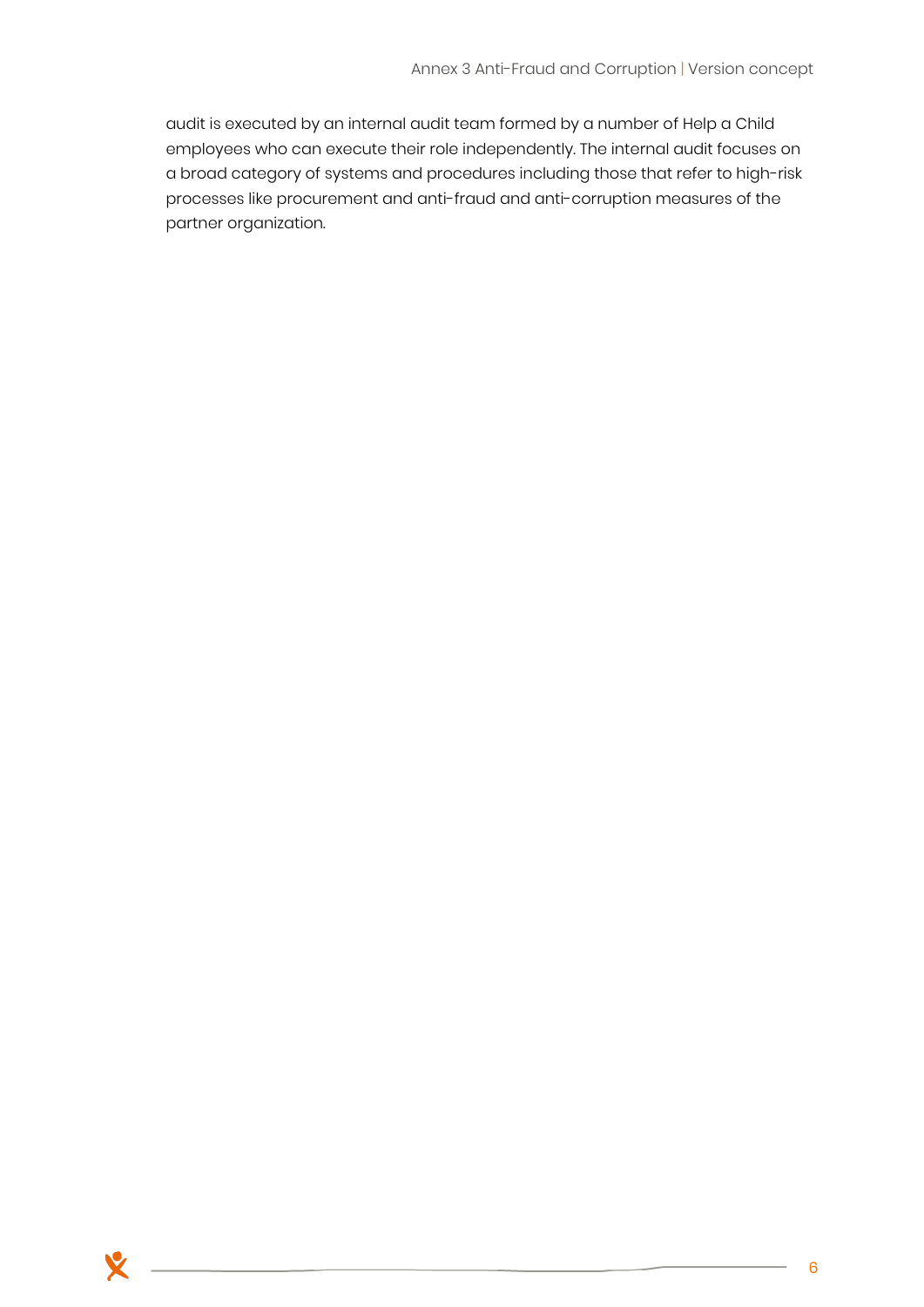audit is executed by an internal audit team formed by a number of Help a Child employees who can execute their role independently. The internal audit focuses on a broad category of systems and procedures including those that refer to high-risk processes like procurement and anti-fraud and anti-corruption measures of the partner organization.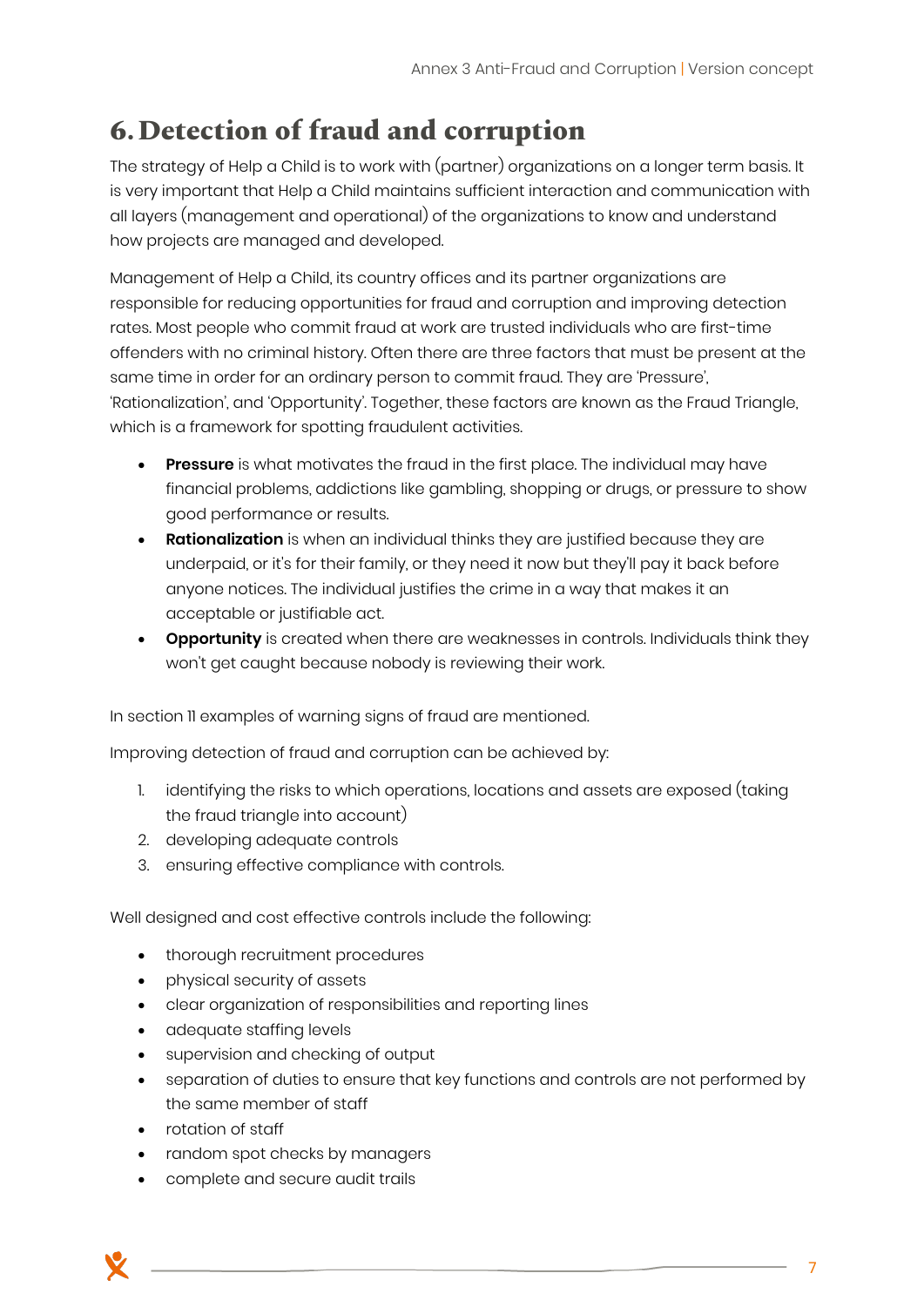# 6. Detection of fraud and corruption

The strategy of Help a Child is to work with (partner) organizations on a longer term basis. It is very important that Help a Child maintains sufficient interaction and communication with all layers (management and operational) of the organizations to know and understand how projects are managed and developed.

Management of Help a Child, its country offices and its partner organizations are responsible for reducing opportunities for fraud and corruption and improving detection rates. Most people who commit fraud at work are trusted individuals who are first-time offenders with no criminal history. Often there are three factors that must be present at the same time in order for an ordinary person to commit fraud. They are 'Pressure', 'Rationalization', and 'Opportunity'. Together, these factors are known as the Fraud Triangle, which is a framework for spotting fraudulent activities.

- **Pressure** is what motivates the fraud in the first place. The individual may have financial problems, addictions like gambling, shopping or drugs, or pressure to show good performance or results.
- **Rationalization** is when an individual thinks they are justified because they are underpaid, or it's for their family, or they need it now but they'll pay it back before anyone notices. The individual justifies the crime in a way that makes it an acceptable or justifiable act.
- **Opportunity** is created when there are weaknesses in controls. Individuals think they won't get caught because nobody is reviewing their work.

In section 11 examples of warning signs of fraud are mentioned.

Improving detection of fraud and corruption can be achieved by:

1. identifying the risks to which operations, locations and assets are exposed (taking the fraud triangle into account)
2. developing adequate controls
3. ensuring effective compliance with controls.

Well designed and cost effective controls include the following:

- thorough recruitment procedures
- physical security of assets
- clear organization of responsibilities and reporting lines
- adequate staffing levels
- supervision and checking of output
- separation of duties to ensure that key functions and controls are not performed by the same member of staff
- rotation of staff
- random spot checks by managers
- complete and secure audit trails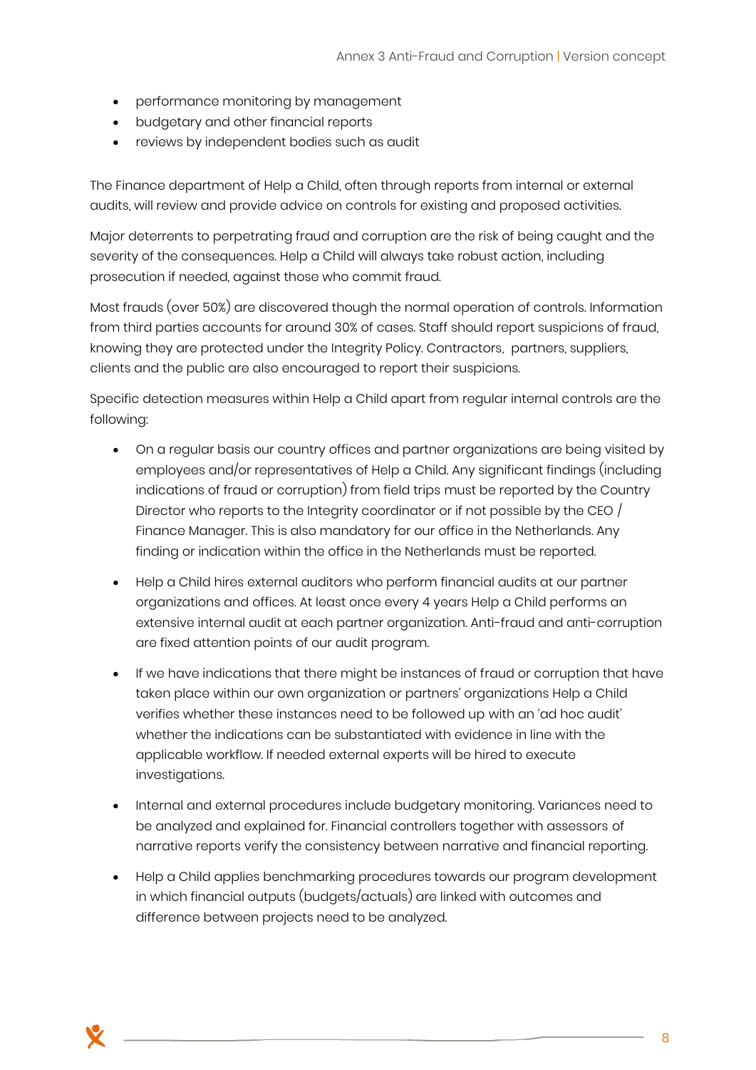- performance monitoring by management
- budgetary and other financial reports
- reviews by independent bodies such as audit

The Finance department of Help a Child, often through reports from internal or external audits, will review and provide advice on controls for existing and proposed activities.

Major deterrents to perpetrating fraud and corruption are the risk of being caught and the severity of the consequences. Help a Child will always take robust action, including prosecution if needed, against those who commit fraud.

Most frauds (over 50%) are discovered though the normal operation of controls. Information from third parties accounts for around 30% of cases. Staff should report suspicions of fraud, knowing they are protected under the Integrity Policy. Contractors, partners, suppliers, clients and the public are also encouraged to report their suspicions.

Specific detection measures within Help a Child apart from regular internal controls are the following:

- On a regular basis our country offices and partner organizations are being visited by employees and/or representatives of Help a Child. Any significant findings (including indications of fraud or corruption) from field trips must be reported by the Country Director who reports to the Integrity coordinator or if not possible by the CEO / Finance Manager. This is also mandatory for our office in the Netherlands. Any finding or indication within the office in the Netherlands must be reported.

- Help a Child hires external auditors who perform financial audits at our partner organizations and offices. At least once every 4 years Help a Child performs an extensive internal audit at each partner organization. Anti-fraud and anti-corruption are fixed attention points of our audit program.

- If we have indications that there might be instances of fraud or corruption that have taken place within our own organization or partners' organizations Help a Child verifies whether these instances need to be followed up with an 'ad hoc audit' whether the indications can be substantiated with evidence in line with the applicable workflow. If needed external experts will be hired to execute investigations.

- Internal and external procedures include budgetary monitoring. Variances need to be analyzed and explained for. Financial controllers together with assessors of narrative reports verify the consistency between narrative and financial reporting.

- Help a Child applies benchmarking procedures towards our program development in which financial outputs (budgets/actuals) are linked with outcomes and difference between projects need to be analyzed.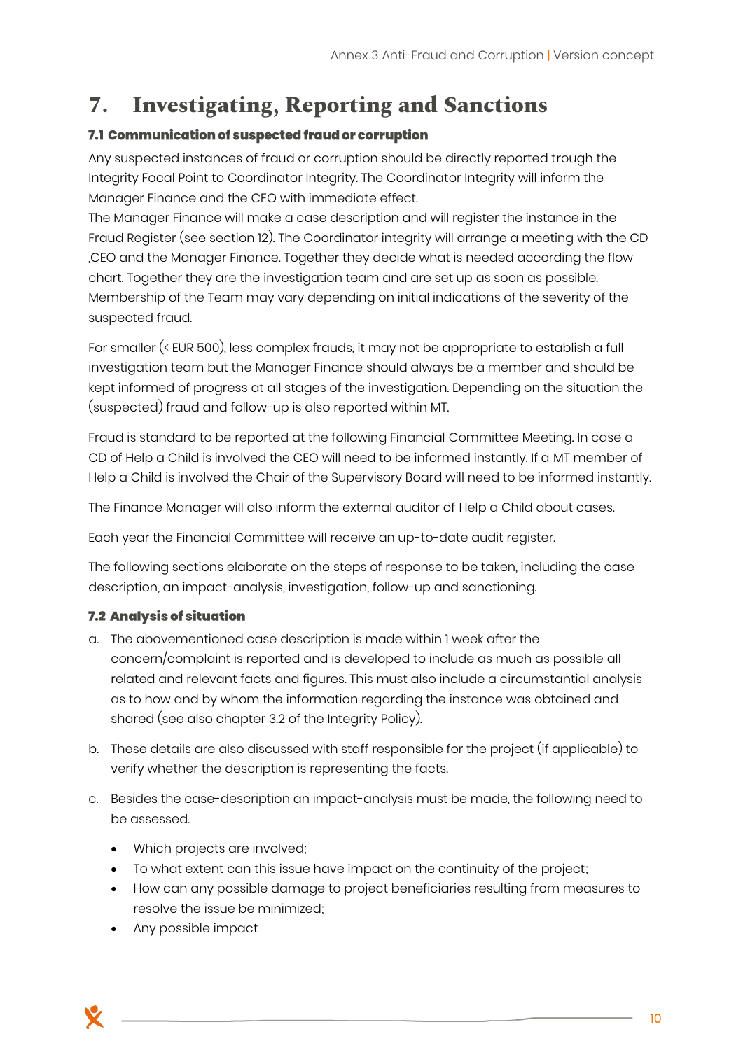# 7. Investigating, Reporting and Sanctions

### 7.1 Communication of suspected fraud or corruption

Any suspected instances of fraud or corruption should be directly reported trough the Integrity Focal Point to Coordinator Integrity. The Coordinator Integrity will inform the Manager Finance and the CEO with immediate effect.

The Manager Finance will make a case description and will register the instance in the Fraud Register (see section 12). The Coordinator integrity will arrange a meeting with the CD ,CEO and the Manager Finance. Together they decide what is needed according the flow chart. Together they are the investigation team and are set up as soon as possible. Membership of the Team may vary depending on initial indications of the severity of the suspected fraud.

For smaller (< EUR 500), less complex frauds, it may not be appropriate to establish a full investigation team but the Manager Finance should always be a member and should be kept informed of progress at all stages of the investigation. Depending on the situation the (suspected) fraud and follow-up is also reported within MT.

Fraud is standard to be reported at the following Financial Committee Meeting. In case a CD of Help a Child is involved the CEO will need to be informed instantly. If a MT member of Help a Child is involved the Chair of the Supervisory Board will need to be informed instantly.

The Finance Manager will also inform the external auditor of Help a Child about cases.

Each year the Financial Committee will receive an up-to-date audit register.

The following sections elaborate on the steps of response to be taken, including the case description, an impact-analysis, investigation, follow-up and sanctioning.

### 7.2 Analysis of situation

a. The abovementioned case description is made within 1 week after the concern/complaint is reported and is developed to include as much as possible all related and relevant facts and figures. This must also include a circumstantial analysis as to how and by whom the information regarding the instance was obtained and shared (see also chapter 3.2 of the Integrity Policy).

b. These details are also discussed with staff responsible for the project (if applicable) to verify whether the description is representing the facts.

c. Besides the case-description an impact-analysis must be made, the following need to be assessed.

   - Which projects are involved;
   - To what extent can this issue have impact on the continuity of the project;
   - How can any possible damage to project beneficiaries resulting from measures to resolve the issue be minimized;
   - Any possible impact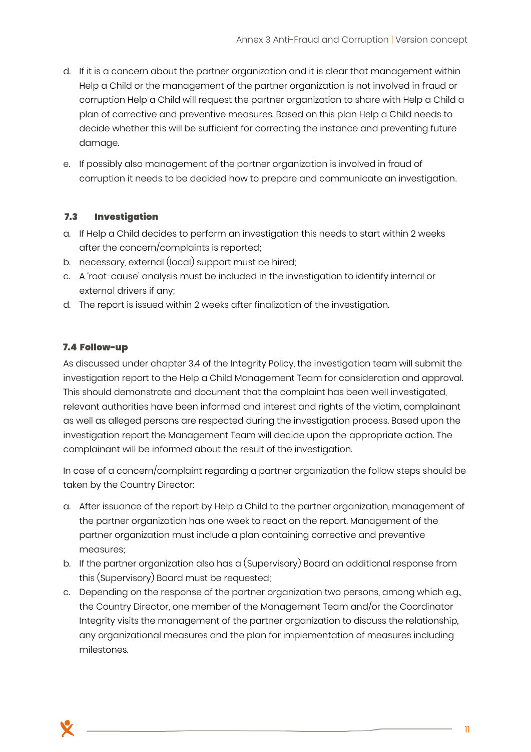d. If it is a concern about the partner organization and it is clear that management within Help a Child or the management of the partner organization is not involved in fraud or corruption Help a Child will request the partner organization to share with Help a Child a plan of corrective and preventive measures. Based on this plan Help a Child needs to decide whether this will be sufficient for correcting the instance and preventing future damage.

e. If possibly also management of the partner organization is involved in fraud of corruption it needs to be decided how to prepare and communicate an investigation.

### 7.3 Investigation

a. If Help a Child decides to perform an investigation this needs to start within 2 weeks after the concern/complaints is reported;
b. necessary, external (local) support must be hired;
c. A 'root-cause' analysis must be included in the investigation to identify internal or external drivers if any;
d. The report is issued within 2 weeks after finalization of the investigation.

### 7.4 Follow-up

As discussed under chapter 3.4 of the Integrity Policy, the investigation team will submit the investigation report to the Help a Child Management Team for consideration and approval. This should demonstrate and document that the complaint has been well investigated, relevant authorities have been informed and interest and rights of the victim, complainant as well as alleged persons are respected during the investigation process. Based upon the investigation report the Management Team will decide upon the appropriate action. The complainant will be informed about the result of the investigation.

In case of a concern/complaint regarding a partner organization the follow steps should be taken by the Country Director:

a. After issuance of the report by Help a Child to the partner organization, management of the partner organization has one week to react on the report. Management of the partner organization must include a plan containing corrective and preventive measures;
b. If the partner organization also has a (Supervisory) Board an additional response from this (Supervisory) Board must be requested;
c. Depending on the response of the partner organization two persons, among which e.g., the Country Director, one member of the Management Team and/or the Coordinator Integrity visits the management of the partner organization to discuss the relationship, any organizational measures and the plan for implementation of measures including milestones.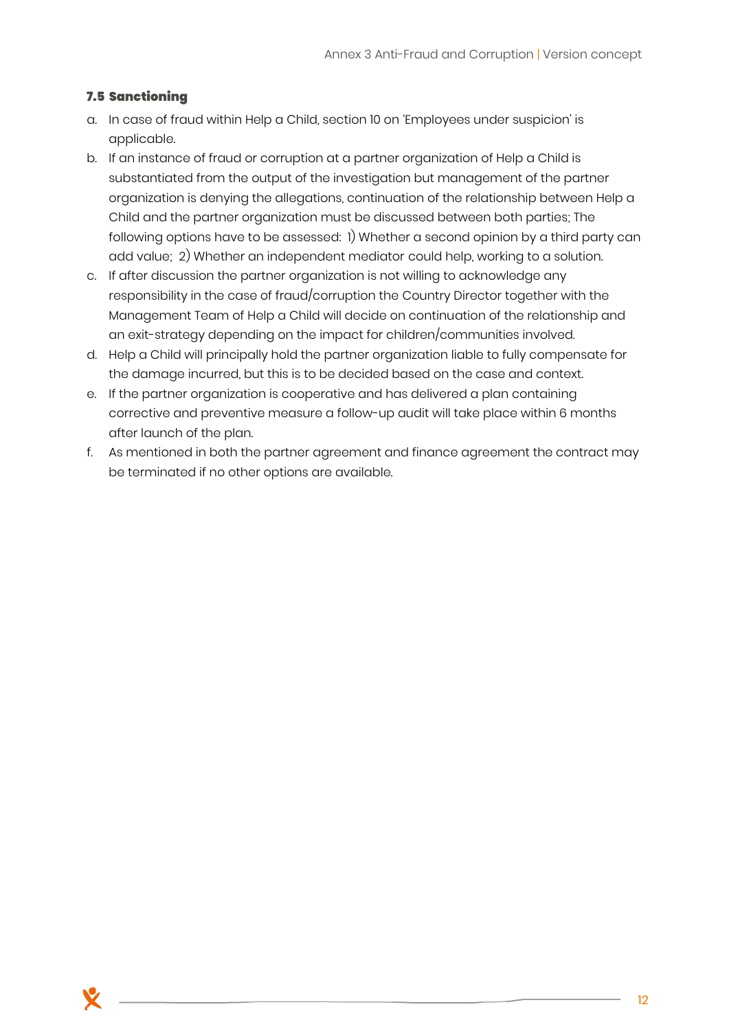### 7.5 Sanctioning

a. In case of fraud within Help a Child, section 10 on 'Employees under suspicion' is applicable.
b. If an instance of fraud or corruption at a partner organization of Help a Child is substantiated from the output of the investigation but management of the partner organization is denying the allegations, continuation of the relationship between Help a Child and the partner organization must be discussed between both parties; The following options have to be assessed: 1) Whether a second opinion by a third party can add value; 2) Whether an independent mediator could help, working to a solution.
c. If after discussion the partner organization is not willing to acknowledge any responsibility in the case of fraud/corruption the Country Director together with the Management Team of Help a Child will decide on continuation of the relationship and an exit-strategy depending on the impact for children/communities involved.
d. Help a Child will principally hold the partner organization liable to fully compensate for the damage incurred, but this is to be decided based on the case and context.
e. If the partner organization is cooperative and has delivered a plan containing corrective and preventive measure a follow-up audit will take place within 6 months after launch of the plan.
f. As mentioned in both the partner agreement and finance agreement the contract may be terminated if no other options are available.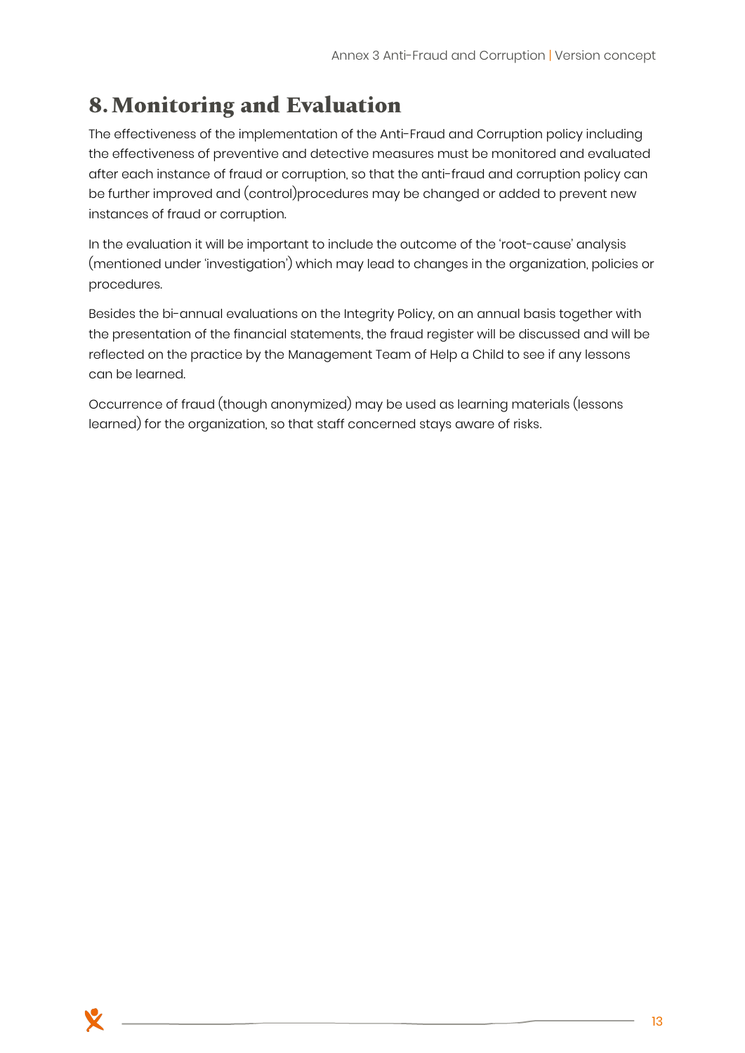# 8. Monitoring and Evaluation

The effectiveness of the implementation of the Anti-Fraud and Corruption policy including the effectiveness of preventive and detective measures must be monitored and evaluated after each instance of fraud or corruption, so that the anti-fraud and corruption policy can be further improved and (control)procedures may be changed or added to prevent new instances of fraud or corruption.

In the evaluation it will be important to include the outcome of the 'root-cause' analysis (mentioned under 'investigation') which may lead to changes in the organization, policies or procedures.

Besides the bi-annual evaluations on the Integrity Policy, on an annual basis together with the presentation of the financial statements, the fraud register will be discussed and will be reflected on the practice by the Management Team of Help a Child to see if any lessons can be learned.

Occurrence of fraud (though anonymized) may be used as learning materials (lessons learned) for the organization, so that staff concerned stays aware of risks.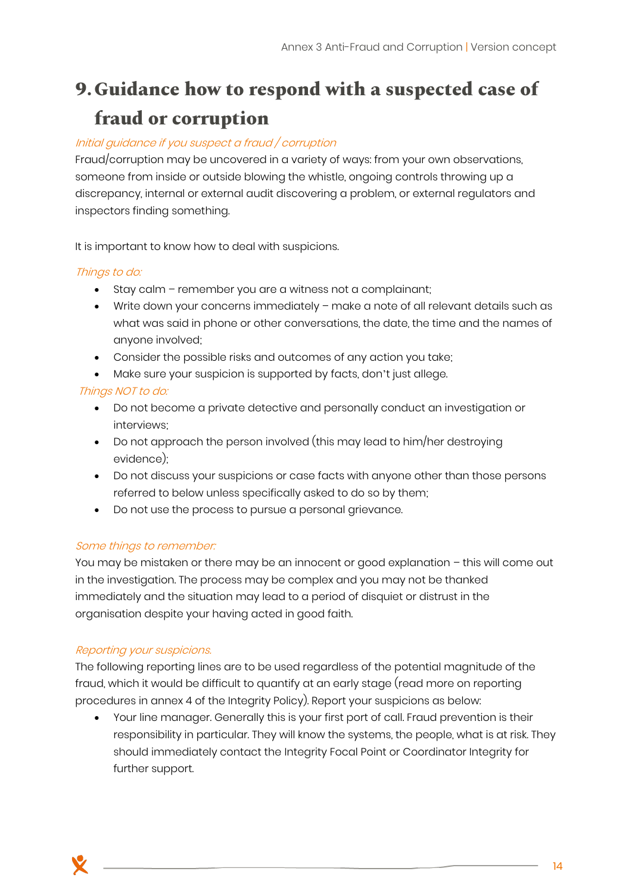# 9. Guidance how to respond with a suspected case of fraud or corruption

*Initial guidance if you suspect a fraud / corruption*

Fraud/corruption may be uncovered in a variety of ways: from your own observations, someone from inside or outside blowing the whistle, ongoing controls throwing up a discrepancy, internal or external audit discovering a problem, or external regulators and inspectors finding something.

It is important to know how to deal with suspicions.

*Things to do:*

- Stay calm – remember you are a witness not a complainant;
- Write down your concerns immediately – make a note of all relevant details such as what was said in phone or other conversations, the date, the time and the names of anyone involved;
- Consider the possible risks and outcomes of any action you take;
- Make sure your suspicion is supported by facts, don't just allege.

*Things NOT to do:*

- Do not become a private detective and personally conduct an investigation or interviews;
- Do not approach the person involved (this may lead to him/her destroying evidence);
- Do not discuss your suspicions or case facts with anyone other than those persons referred to below unless specifically asked to do so by them;
- Do not use the process to pursue a personal grievance.

*Some things to remember:*

You may be mistaken or there may be an innocent or good explanation – this will come out in the investigation. The process may be complex and you may not be thanked immediately and the situation may lead to a period of disquiet or distrust in the organisation despite your having acted in good faith.

*Reporting your suspicions.*

The following reporting lines are to be used regardless of the potential magnitude of the fraud, which it would be difficult to quantify at an early stage (read more on reporting procedures in annex 4 of the Integrity Policy). Report your suspicions as below:

- Your line manager. Generally this is your first port of call. Fraud prevention is their responsibility in particular. They will know the systems, the people, what is at risk. They should immediately contact the Integrity Focal Point or Coordinator Integrity for further support.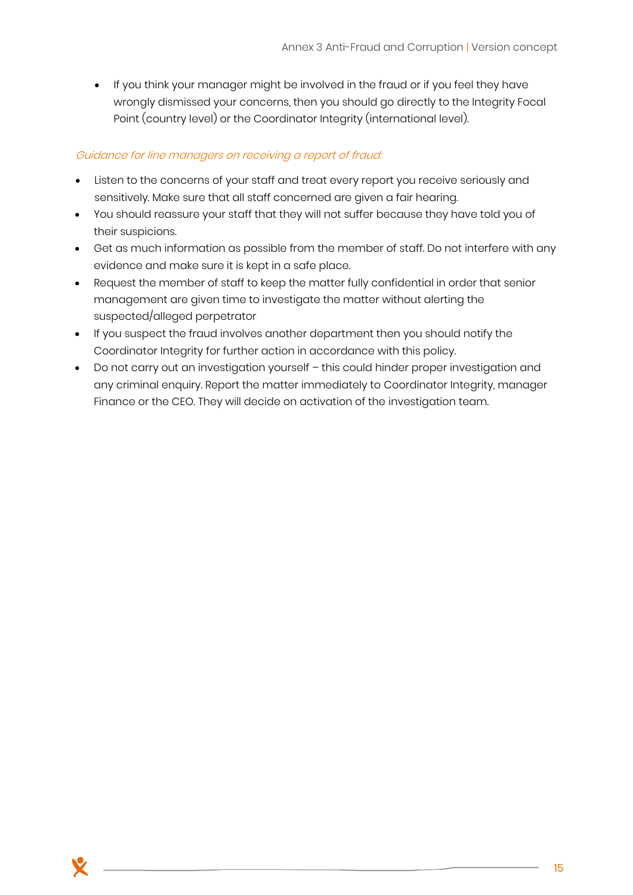- If you think your manager might be involved in the fraud or if you feel they have wrongly dismissed your concerns, then you should go directly to the Integrity Focal Point (country level) or the Coordinator Integrity (international level).

*Guidance for line managers on receiving a report of fraud:*

- Listen to the concerns of your staff and treat every report you receive seriously and sensitively. Make sure that all staff concerned are given a fair hearing.
- You should reassure your staff that they will not suffer because they have told you of their suspicions.
- Get as much information as possible from the member of staff. Do not interfere with any evidence and make sure it is kept in a safe place.
- Request the member of staff to keep the matter fully confidential in order that senior management are given time to investigate the matter without alerting the suspected/alleged perpetrator
- If you suspect the fraud involves another department then you should notify the Coordinator Integrity for further action in accordance with this policy.
- Do not carry out an investigation yourself – this could hinder proper investigation and any criminal enquiry. Report the matter immediately to Coordinator Integrity, manager Finance or the CEO. They will decide on activation of the investigation team.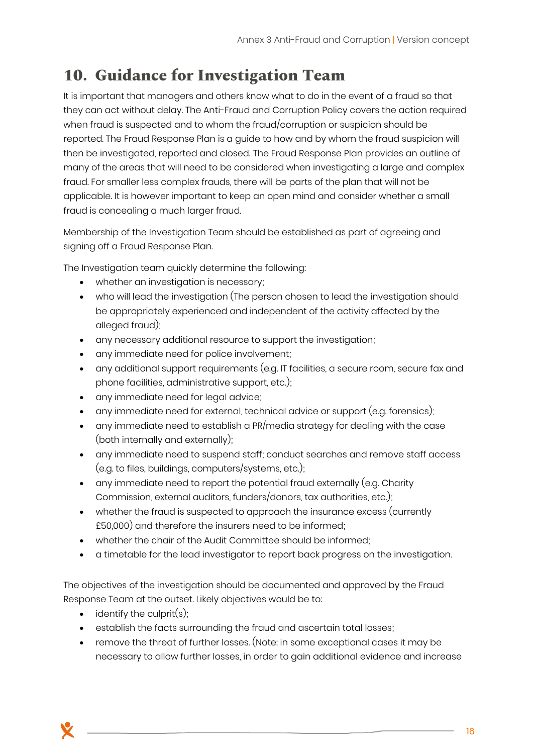## 10. Guidance for Investigation Team

It is important that managers and others know what to do in the event of a fraud so that they can act without delay. The Anti-Fraud and Corruption Policy covers the action required when fraud is suspected and to whom the fraud/corruption or suspicion should be reported. The Fraud Response Plan is a guide to how and by whom the fraud suspicion will then be investigated, reported and closed. The Fraud Response Plan provides an outline of many of the areas that will need to be considered when investigating a large and complex fraud. For smaller less complex frauds, there will be parts of the plan that will not be applicable. It is however important to keep an open mind and consider whether a small fraud is concealing a much larger fraud.

Membership of the Investigation Team should be established as part of agreeing and signing off a Fraud Response Plan.

The Investigation team quickly determine the following:

- whether an investigation is necessary;
- who will lead the investigation (The person chosen to lead the investigation should be appropriately experienced and independent of the activity affected by the alleged fraud);
- any necessary additional resource to support the investigation;
- any immediate need for police involvement;
- any additional support requirements (e.g. IT facilities, a secure room, secure fax and phone facilities, administrative support, etc.);
- any immediate need for legal advice;
- any immediate need for external, technical advice or support (e.g. forensics);
- any immediate need to establish a PR/media strategy for dealing with the case (both internally and externally);
- any immediate need to suspend staff; conduct searches and remove staff access (e.g. to files, buildings, computers/systems, etc.);
- any immediate need to report the potential fraud externally (e.g. Charity Commission, external auditors, funders/donors, tax authorities, etc.);
- whether the fraud is suspected to approach the insurance excess (currently £50,000) and therefore the insurers need to be informed;
- whether the chair of the Audit Committee should be informed;
- a timetable for the lead investigator to report back progress on the investigation.

The objectives of the investigation should be documented and approved by the Fraud Response Team at the outset. Likely objectives would be to:

- identify the culprit(s);
- establish the facts surrounding the fraud and ascertain total losses;
- remove the threat of further losses. (Note: in some exceptional cases it may be necessary to allow further losses, in order to gain additional evidence and increase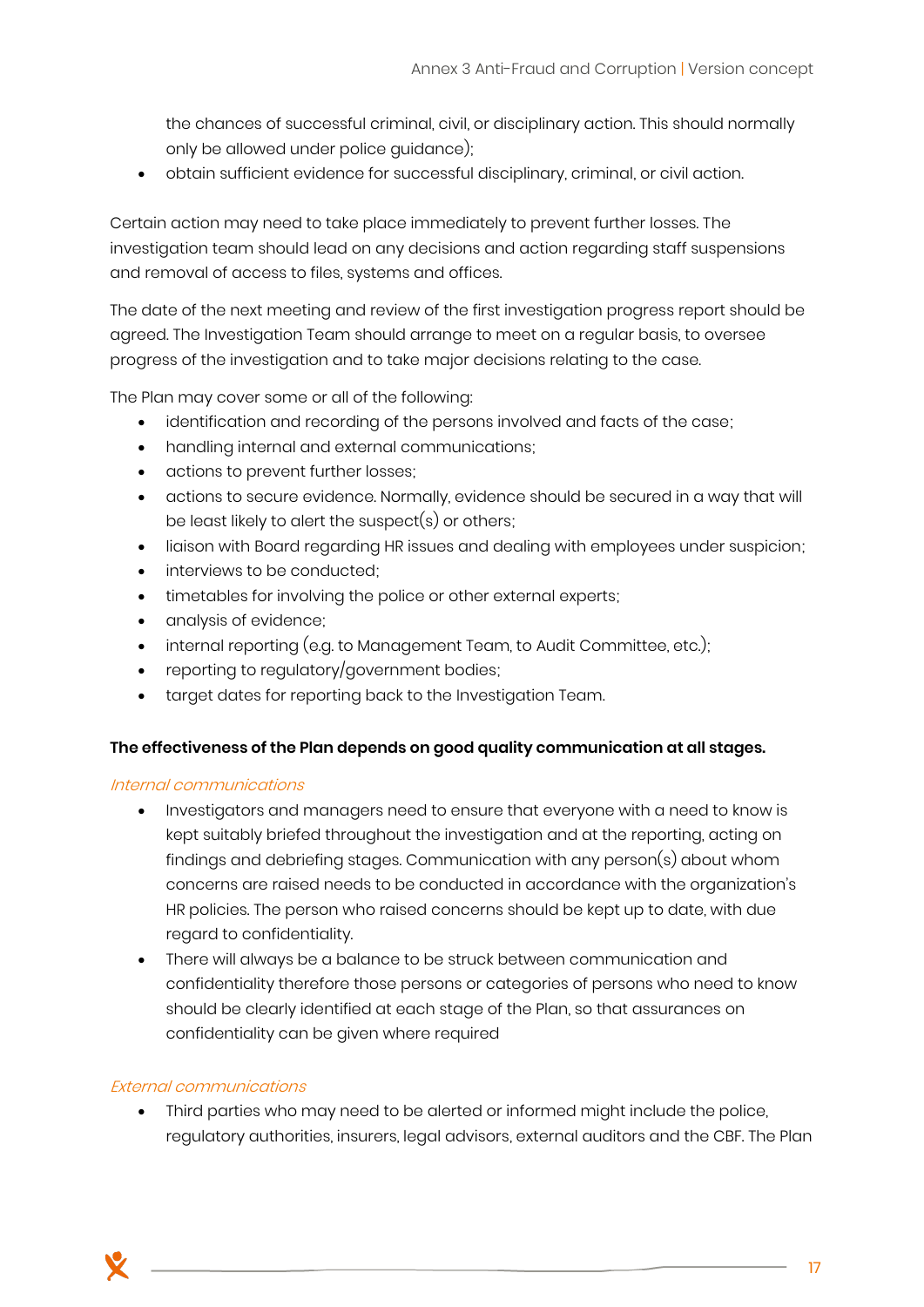the chances of successful criminal, civil, or disciplinary action. This should normally only be allowed under police guidance);
- obtain sufficient evidence for successful disciplinary, criminal, or civil action.

Certain action may need to take place immediately to prevent further losses. The investigation team should lead on any decisions and action regarding staff suspensions and removal of access to files, systems and offices.

The date of the next meeting and review of the first investigation progress report should be agreed. The Investigation Team should arrange to meet on a regular basis, to oversee progress of the investigation and to take major decisions relating to the case.

The Plan may cover some or all of the following:

- identification and recording of the persons involved and facts of the case;
- handling internal and external communications;
- actions to prevent further losses;
- actions to secure evidence. Normally, evidence should be secured in a way that will be least likely to alert the suspect(s) or others;
- liaison with Board regarding HR issues and dealing with employees under suspicion;
- interviews to be conducted;
- timetables for involving the police or other external experts;
- analysis of evidence;
- internal reporting (e.g. to Management Team, to Audit Committee, etc.);
- reporting to regulatory/government bodies;
- target dates for reporting back to the Investigation Team.

**The effectiveness of the Plan depends on good quality communication at all stages.**

*Internal communications*

- Investigators and managers need to ensure that everyone with a need to know is kept suitably briefed throughout the investigation and at the reporting, acting on findings and debriefing stages. Communication with any person(s) about whom concerns are raised needs to be conducted in accordance with the organization's HR policies. The person who raised concerns should be kept up to date, with due regard to confidentiality.
- There will always be a balance to be struck between communication and confidentiality therefore those persons or categories of persons who need to know should be clearly identified at each stage of the Plan, so that assurances on confidentiality can be given where required

*External communications*

- Third parties who may need to be alerted or informed might include the police, regulatory authorities, insurers, legal advisors, external auditors and the CBF. The Plan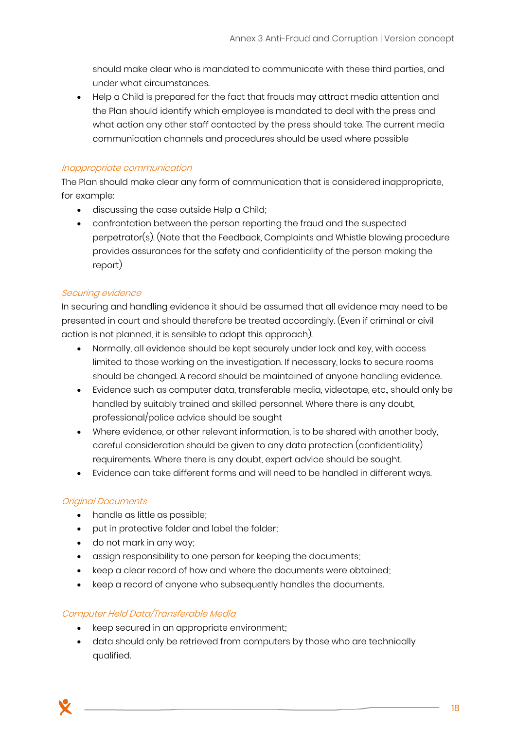should make clear who is mandated to communicate with these third parties, and under what circumstances.

- Help a Child is prepared for the fact that frauds may attract media attention and the Plan should identify which employee is mandated to deal with the press and what action any other staff contacted by the press should take. The current media communication channels and procedures should be used where possible

*Inappropriate communication*

The Plan should make clear any form of communication that is considered inappropriate, for example:

- discussing the case outside Help a Child;
- confrontation between the person reporting the fraud and the suspected perpetrator(s). (Note that the Feedback, Complaints and Whistle blowing procedure provides assurances for the safety and confidentiality of the person making the report)

*Securing evidence*

In securing and handling evidence it should be assumed that all evidence may need to be presented in court and should therefore be treated accordingly. (Even if criminal or civil action is not planned, it is sensible to adopt this approach).

- Normally, all evidence should be kept securely under lock and key, with access limited to those working on the investigation. If necessary, locks to secure rooms should be changed. A record should be maintained of anyone handling evidence.
- Evidence such as computer data, transferable media, videotape, etc., should only be handled by suitably trained and skilled personnel. Where there is any doubt, professional/police advice should be sought
- Where evidence, or other relevant information, is to be shared with another body, careful consideration should be given to any data protection (confidentiality) requirements. Where there is any doubt, expert advice should be sought.
- Evidence can take different forms and will need to be handled in different ways.

*Original Documents*

- handle as little as possible;
- put in protective folder and label the folder;
- do not mark in any way;
- assign responsibility to one person for keeping the documents;
- keep a clear record of how and where the documents were obtained;
- keep a record of anyone who subsequently handles the documents.

*Computer Held Data/Transferable Media*

- keep secured in an appropriate environment;
- data should only be retrieved from computers by those who are technically qualified.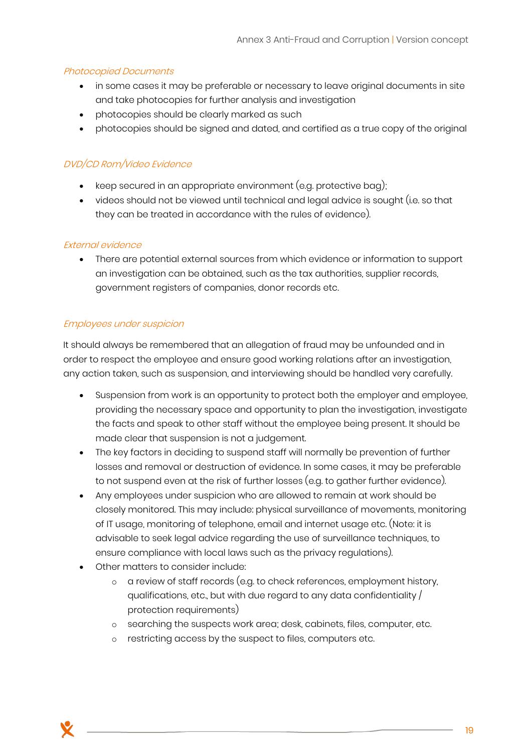*Photocopied Documents*

- in some cases it may be preferable or necessary to leave original documents in site and take photocopies for further analysis and investigation
- photocopies should be clearly marked as such
- photocopies should be signed and dated, and certified as a true copy of the original

*DVD/CD Rom/Video Evidence*

- keep secured in an appropriate environment (e.g. protective bag);
- videos should not be viewed until technical and legal advice is sought (i.e. so that they can be treated in accordance with the rules of evidence).

*External evidence*

- There are potential external sources from which evidence or information to support an investigation can be obtained, such as the tax authorities, supplier records, government registers of companies, donor records etc.

*Employees under suspicion*

It should always be remembered that an allegation of fraud may be unfounded and in order to respect the employee and ensure good working relations after an investigation, any action taken, such as suspension, and interviewing should be handled very carefully.

- Suspension from work is an opportunity to protect both the employer and employee, providing the necessary space and opportunity to plan the investigation, investigate the facts and speak to other staff without the employee being present. It should be made clear that suspension is not a judgement.
- The key factors in deciding to suspend staff will normally be prevention of further losses and removal or destruction of evidence. In some cases, it may be preferable to not suspend even at the risk of further losses (e.g. to gather further evidence).
- Any employees under suspicion who are allowed to remain at work should be closely monitored. This may include: physical surveillance of movements, monitoring of IT usage, monitoring of telephone, email and internet usage etc. (Note: it is advisable to seek legal advice regarding the use of surveillance techniques, to ensure compliance with local laws such as the privacy regulations).
- Other matters to consider include:
    - a review of staff records (e.g. to check references, employment history, qualifications, etc., but with due regard to any data confidentiality / protection requirements)
    - searching the suspects work area; desk, cabinets, files, computer, etc.
    - restricting access by the suspect to files, computers etc.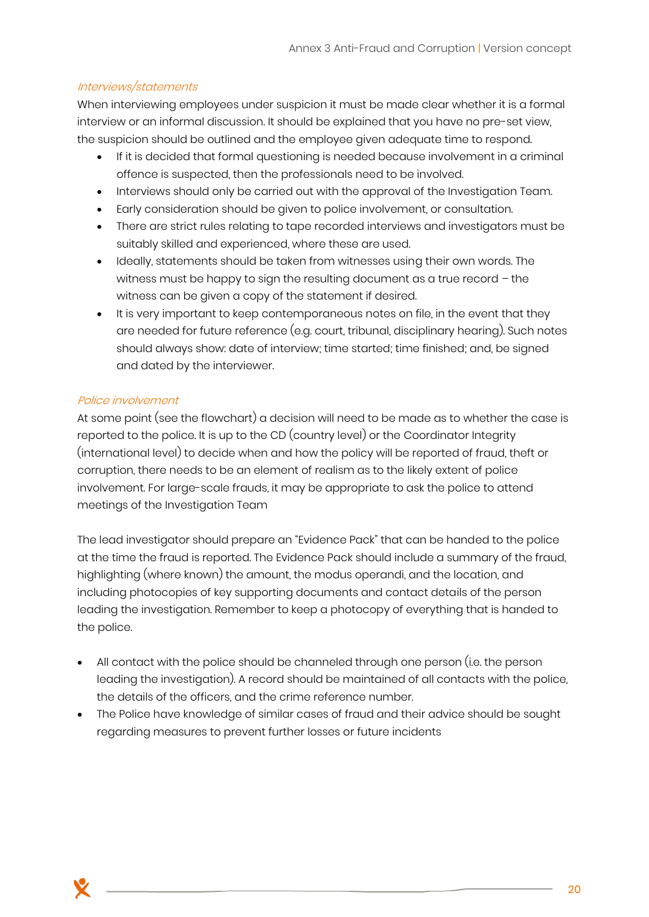*Interviews/statements*

When interviewing employees under suspicion it must be made clear whether it is a formal interview or an informal discussion. It should be explained that you have no pre-set view, the suspicion should be outlined and the employee given adequate time to respond.

- If it is decided that formal questioning is needed because involvement in a criminal offence is suspected, then the professionals need to be involved.
- Interviews should only be carried out with the approval of the Investigation Team.
- Early consideration should be given to police involvement, or consultation.
- There are strict rules relating to tape recorded interviews and investigators must be suitably skilled and experienced, where these are used.
- Ideally, statements should be taken from witnesses using their own words. The witness must be happy to sign the resulting document as a true record – the witness can be given a copy of the statement if desired.
- It is very important to keep contemporaneous notes on file, in the event that they are needed for future reference (e.g. court, tribunal, disciplinary hearing). Such notes should always show: date of interview; time started; time finished; and, be signed and dated by the interviewer.

*Police involvement*

At some point (see the flowchart) a decision will need to be made as to whether the case is reported to the police. It is up to the CD (country level) or the Coordinator Integrity (international level) to decide when and how the policy will be reported of fraud, theft or corruption, there needs to be an element of realism as to the likely extent of police involvement. For large-scale frauds, it may be appropriate to ask the police to attend meetings of the Investigation Team

The lead investigator should prepare an "Evidence Pack" that can be handed to the police at the time the fraud is reported. The Evidence Pack should include a summary of the fraud, highlighting (where known) the amount, the modus operandi, and the location, and including photocopies of key supporting documents and contact details of the person leading the investigation. Remember to keep a photocopy of everything that is handed to the police.

- All contact with the police should be channeled through one person (i.e. the person leading the investigation). A record should be maintained of all contacts with the police, the details of the officers, and the crime reference number.
- The Police have knowledge of similar cases of fraud and their advice should be sought regarding measures to prevent further losses or future incidents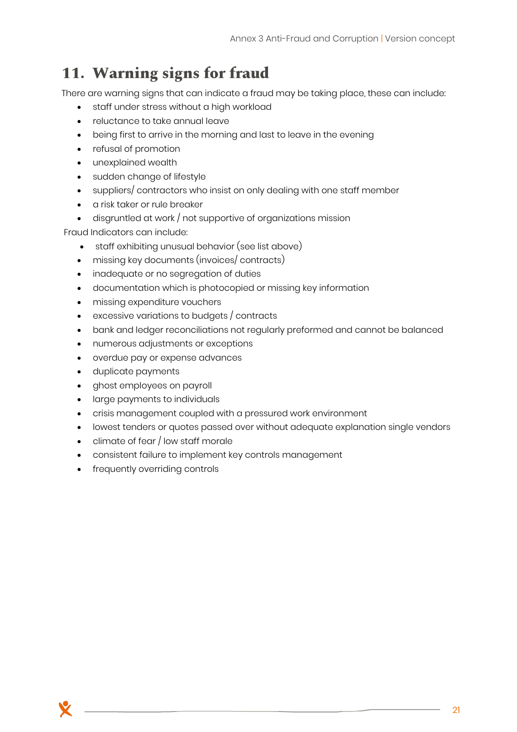## 11. Warning signs for fraud

There are warning signs that can indicate a fraud may be taking place, these can include:

- staff under stress without a high workload
- reluctance to take annual leave
- being first to arrive in the morning and last to leave in the evening
- refusal of promotion
- unexplained wealth
- sudden change of lifestyle
- suppliers/ contractors who insist on only dealing with one staff member
- a risk taker or rule breaker
- disgruntled at work / not supportive of organizations mission

Fraud Indicators can include:

- staff exhibiting unusual behavior (see list above)
- missing key documents (invoices/ contracts)
- inadequate or no segregation of duties
- documentation which is photocopied or missing key information
- missing expenditure vouchers
- excessive variations to budgets / contracts
- bank and ledger reconciliations not regularly preformed and cannot be balanced
- numerous adjustments or exceptions
- overdue pay or expense advances
- duplicate payments
- ghost employees on payroll
- large payments to individuals
- crisis management coupled with a pressured work environment
- lowest tenders or quotes passed over without adequate explanation single vendors
- climate of fear / low staff morale
- consistent failure to implement key controls management
- frequently overriding controls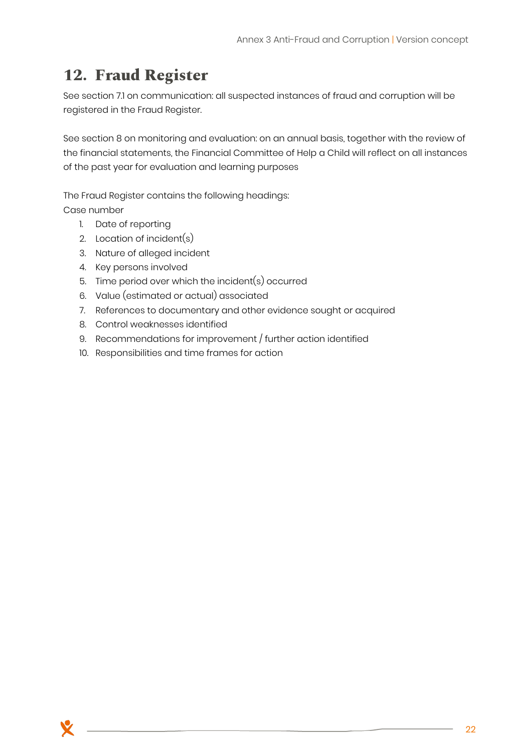# 12. Fraud Register

See section 7.1 on communication: all suspected instances of fraud and corruption will be registered in the Fraud Register.

See section 8 on monitoring and evaluation: on an annual basis, together with the review of the financial statements, the Financial Committee of Help a Child will reflect on all instances of the past year for evaluation and learning purposes

The Fraud Register contains the following headings:
Case number

1. Date of reporting
2. Location of incident(s)
3. Nature of alleged incident
4. Key persons involved
5. Time period over which the incident(s) occurred
6. Value (estimated or actual) associated
7. References to documentary and other evidence sought or acquired
8. Control weaknesses identified
9. Recommendations for improvement / further action identified
10. Responsibilities and time frames for action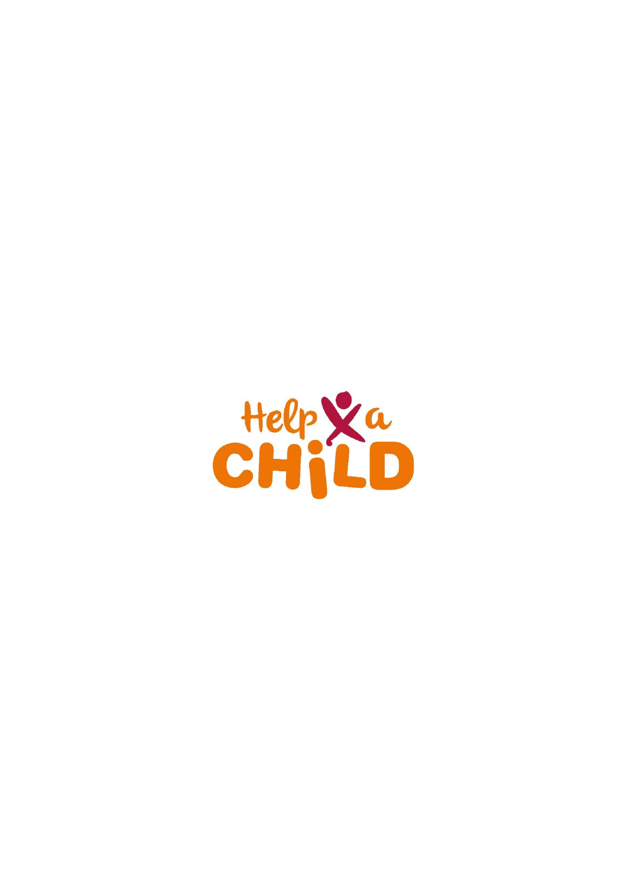Help a CHILD